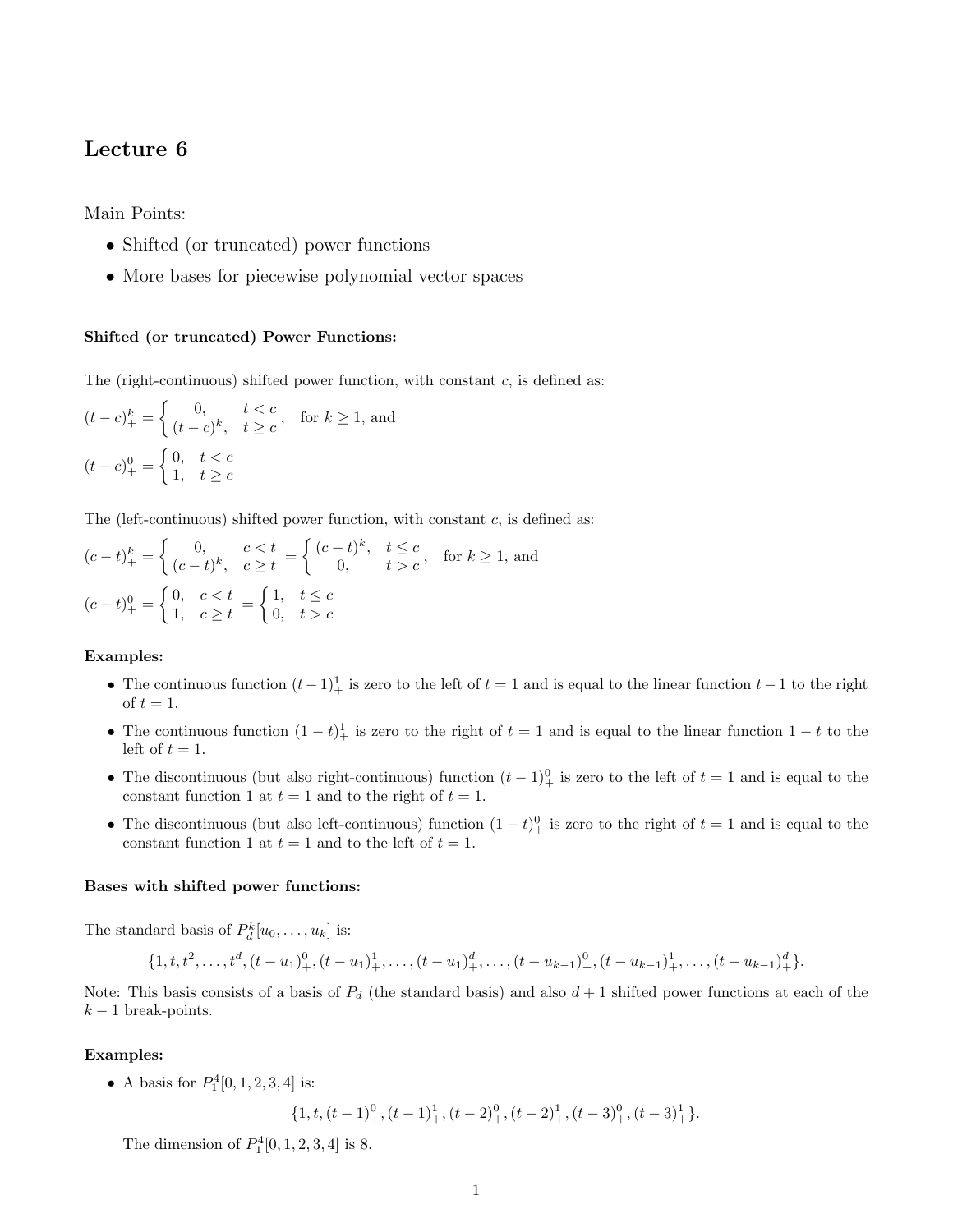# Lecture 6

Main Points:

- Shifted (or truncated) power functions
- More bases for piecewise polynomial vector spaces

### Shifted (or truncated) Power Functions:

The (right-continuous) shifted power function, with constant $c$, is defined as:

$$(t-c)_+^k = \begin{cases} 0, & t < c \\ (t-c)^k, & t \geq c \end{cases}, \quad \text{for } k \geq 1, \text{ and}$$

$$(t-c)_+^0 = \begin{cases} 0, & t < c \\ 1, & t \geq c \end{cases}$$

The (left-continuous) shifted power function, with constant $c$, is defined as:

$$(c-t)_+^k = \begin{cases} 0, & c < t \\ (c-t)^k, & c \geq t \end{cases} = \begin{cases} (c-t)^k, & t \leq c \\ 0, & t > c \end{cases}, \quad \text{for } k \geq 1, \text{ and}$$

$$(c-t)_+^0 = \begin{cases} 0, & c < t \\ 1, & c \geq t \end{cases} = \begin{cases} 1, & t \leq c \\ 0, & t > c \end{cases}$$

**Examples:**

- The continuous function $(t-1)_+^1$ is zero to the left of $t=1$ and is equal to the linear function $t-1$ to the right of $t=1$.
- The continuous function $(1-t)_+^1$ is zero to the right of $t=1$ and is equal to the linear function $1-t$ to the left of $t=1$.
- The discontinuous (but also right-continuous) function $(t-1)_+^0$ is zero to the left of $t=1$ and is equal to the constant function 1 at $t=1$ and to the right of $t=1$.
- The discontinuous (but also left-continuous) function $(1-t)_+^0$ is zero to the right of $t=1$ and is equal to the constant function 1 at $t=1$ and to the left of $t=1$.

### Bases with shifted power functions:

The standard basis of $P_d^k[u_0, \ldots, u_k]$ is:

$$\{1, t, t^2, \ldots, t^d, (t-u_1)_+^0, (t-u_1)_+^1, \ldots, (t-u_1)_+^d, \ldots, (t-u_{k-1})_+^0, (t-u_{k-1})_+^1, \ldots, (t-u_{k-1})_+^d\}.$$

Note: This basis consists of a basis of $P_d$ (the standard basis) and also $d+1$ shifted power functions at each of the $k-1$ break-points.

**Examples:**

- A basis for $P_1^4[0, 1, 2, 3, 4]$ is:

$$\{1, t, (t-1)_+^0, (t-1)_+^1, (t-2)_+^0, (t-2)_+^1, (t-3)_+^0, (t-3)_+^1\}.$$

  The dimension of $P_1^4[0, 1, 2, 3, 4]$ is 8.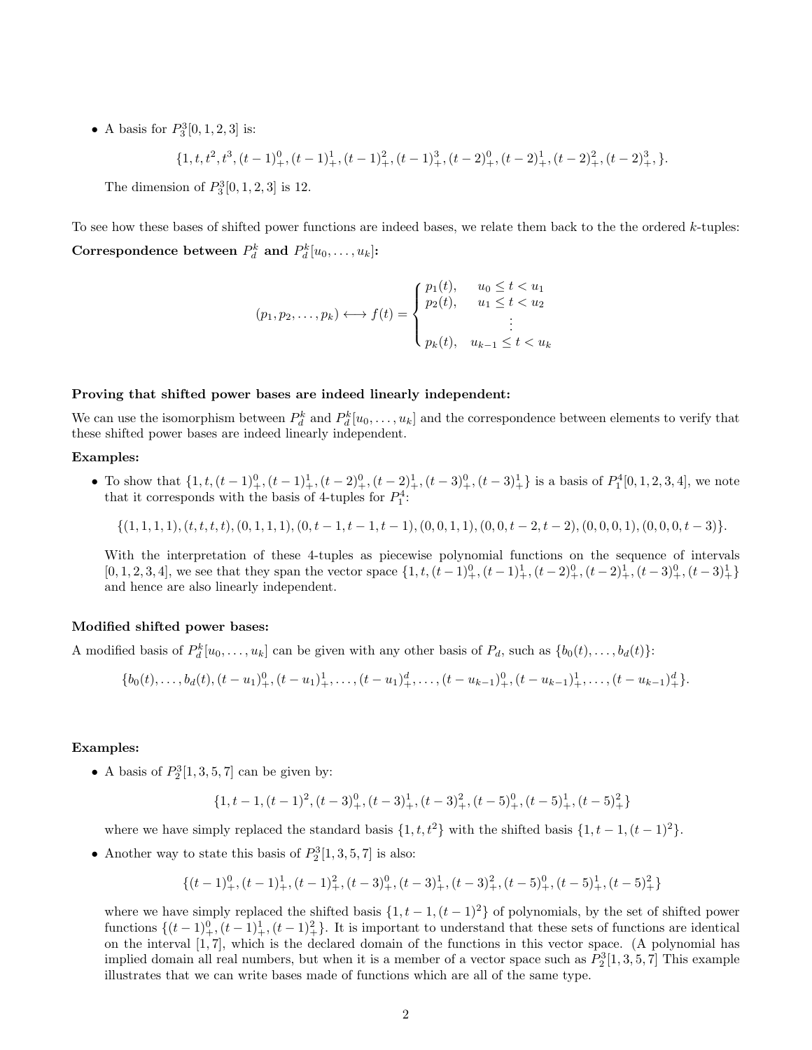- A basis for $P_3^3[0,1,2,3]$ is:

$$\{1, t, t^2, t^3, (t-1)_+^0, (t-1)_+^1, (t-1)_+^2, (t-1)_+^3, (t-2)_+^0, (t-2)_+^1, (t-2)_+^2, (t-2)_+^3, \}.$$

  The dimension of $P_3^3[0,1,2,3]$ is 12.

To see how these bases of shifted power functions are indeed bases, we relate them back to the the ordered $k$-tuples:

**Correspondence between $P_d^k$ and $P_d^k[u_0,\ldots,u_k]$:**

$$(p_1, p_2, \ldots, p_k) \longleftrightarrow f(t) = \begin{cases} p_1(t), & u_0 \le t < u_1 \\ p_2(t), & u_1 \le t < u_2 \\ & \vdots \\ p_k(t), & u_{k-1} \le t < u_k \end{cases}$$

**Proving that shifted power bases are indeed linearly independent:**

We can use the isomorphism between $P_d^k$ and $P_d^k[u_0,\ldots,u_k]$ and the correspondence between elements to verify that these shifted power bases are indeed linearly independent.

**Examples:**

- To show that $\{1, t, (t-1)_+^0, (t-1)_+^1, (t-2)_+^0, (t-2)_+^1, (t-3)_+^0, (t-3)_+^1\}$ is a basis of $P_1^4[0,1,2,3,4]$, we note that it corresponds with the basis of 4-tuples for $P_1^4$:

$$\{(1,1,1,1), (t,t,t,t), (0,1,1,1), (0,t-1,t-1,t-1), (0,0,1,1), (0,0,t-2,t-2), (0,0,0,1), (0,0,0,t-3)\}.$$

  With the interpretation of these 4-tuples as piecewise polynomial functions on the sequence of intervals $[0,1,2,3,4]$, we see that they span the vector space $\{1, t, (t-1)_+^0, (t-1)_+^1, (t-2)_+^0, (t-2)_+^1, (t-3)_+^0, (t-3)_+^1\}$ and hence are also linearly independent.

**Modified shifted power bases:**

A modified basis of $P_d^k[u_0,\ldots,u_k]$ can be given with any other basis of $P_d$, such as $\{b_0(t),\ldots,b_d(t)\}$:

$$\{b_0(t),\ldots,b_d(t), (t-u_1)_+^0, (t-u_1)_+^1, \ldots, (t-u_1)_+^d, \ldots, (t-u_{k-1})_+^0, (t-u_{k-1})_+^1, \ldots, (t-u_{k-1})_+^d\}.$$

**Examples:**

- A basis of $P_2^3[1,3,5,7]$ can be given by:

$$\{1, t-1, (t-1)^2, (t-3)_+^0, (t-3)_+^1, (t-3)_+^2, (t-5)_+^0, (t-5)_+^1, (t-5)_+^2\}$$

  where we have simply replaced the standard basis $\{1, t, t^2\}$ with the shifted basis $\{1, t-1, (t-1)^2\}$.

- Another way to state this basis of $P_2^3[1,3,5,7]$ is also:

$$\{(t-1)_+^0, (t-1)_+^1, (t-1)_+^2, (t-3)_+^0, (t-3)_+^1, (t-3)_+^2, (t-5)_+^0, (t-5)_+^1, (t-5)_+^2\}$$

  where we have simply replaced the shifted basis $\{1, t-1, (t-1)^2\}$ of polynomials, by the set of shifted power functions $\{(t-1)_+^0, (t-1)_+^1, (t-1)_+^2\}$. It is important to understand that these sets of functions are identical on the interval $[1,7]$, which is the declared domain of the functions in this vector space. (A polynomial has implied domain all real numbers, but when it is a member of a vector space such as $P_2^3[1,3,5,7]$ This example illustrates that we can write bases made of functions which are all of the same type.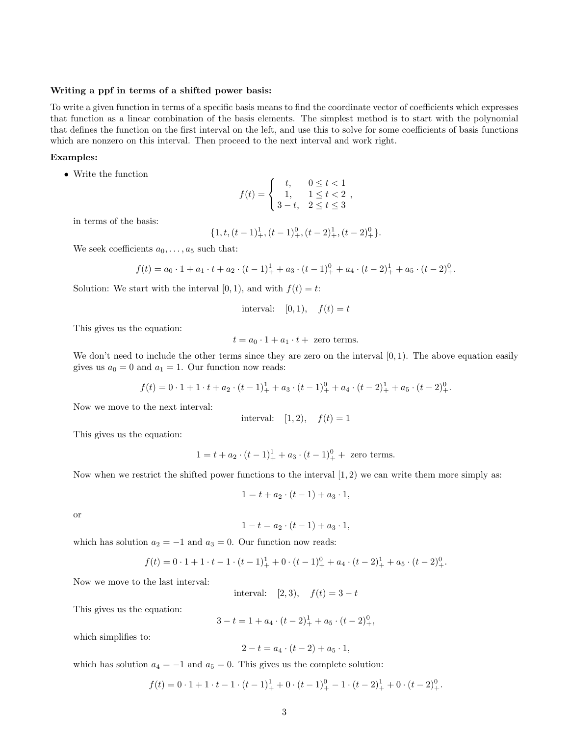**Writing a ppf in terms of a shifted power basis:**

To write a given function in terms of a specific basis means to find the coordinate vector of coefficients which expresses that function as a linear combination of the basis elements. The simplest method is to start with the polynomial that defines the function on the first interval on the left, and use this to solve for some coefficients of basis functions which are nonzero on this interval. Then proceed to the next interval and work right.

**Examples:**

- Write the function

$$f(t) = \begin{cases} t, & 0 \leq t < 1 \\ 1, & 1 \leq t < 2 \\ 3-t, & 2 \leq t \leq 3 \end{cases},$$

in terms of the basis:

$$\{1, t, (t-1)^1_+, (t-1)^0_+, (t-2)^1_+, (t-2)^0_+\}.$$

We seek coefficients $a_0, \ldots, a_5$ such that:

$$f(t) = a_0 \cdot 1 + a_1 \cdot t + a_2 \cdot (t-1)^1_+ + a_3 \cdot (t-1)^0_+ + a_4 \cdot (t-2)^1_+ + a_5 \cdot (t-2)^0_+.$$

Solution: We start with the interval $[0,1)$, and with $f(t) = t$:

$$\text{interval:} \quad [0,1), \quad f(t) = t$$

This gives us the equation:

$$t = a_0 \cdot 1 + a_1 \cdot t + \text{ zero terms.}$$

We don't need to include the other terms since they are zero on the interval $[0,1)$. The above equation easily gives us $a_0 = 0$ and $a_1 = 1$. Our function now reads:

$$f(t) = 0 \cdot 1 + 1 \cdot t + a_2 \cdot (t-1)^1_+ + a_3 \cdot (t-1)^0_+ + a_4 \cdot (t-2)^1_+ + a_5 \cdot (t-2)^0_+.$$

Now we move to the next interval:

$$\text{interval:} \quad [1,2), \quad f(t) = 1$$

This gives us the equation:

$$1 = t + a_2 \cdot (t-1)^1_+ + a_3 \cdot (t-1)^0_+ + \text{ zero terms.}$$

Now when we restrict the shifted power functions to the interval $[1,2)$ we can write them more simply as:

$$1 = t + a_2 \cdot (t-1) + a_3 \cdot 1,$$

or

$$1 - t = a_2 \cdot (t-1) + a_3 \cdot 1,$$

which has solution $a_2 = -1$ and $a_3 = 0$. Our function now reads:

$$f(t) = 0 \cdot 1 + 1 \cdot t - 1 \cdot (t-1)^1_+ + 0 \cdot (t-1)^0_+ + a_4 \cdot (t-2)^1_+ + a_5 \cdot (t-2)^0_+.$$

Now we move to the last interval:

$$\text{interval:} \quad [2,3), \quad f(t) = 3 - t$$

This gives us the equation:

$$3 - t = 1 + a_4 \cdot (t-2)^1_+ + a_5 \cdot (t-2)^0_+,$$

which simplifies to:

$$2 - t = a_4 \cdot (t-2) + a_5 \cdot 1,$$

which has solution $a_4 = -1$ and $a_5 = 0$. This gives us the complete solution:

$$f(t) = 0 \cdot 1 + 1 \cdot t - 1 \cdot (t-1)^1_+ + 0 \cdot (t-1)^0_+ - 1 \cdot (t-2)^1_+ + 0 \cdot (t-2)^0_+.$$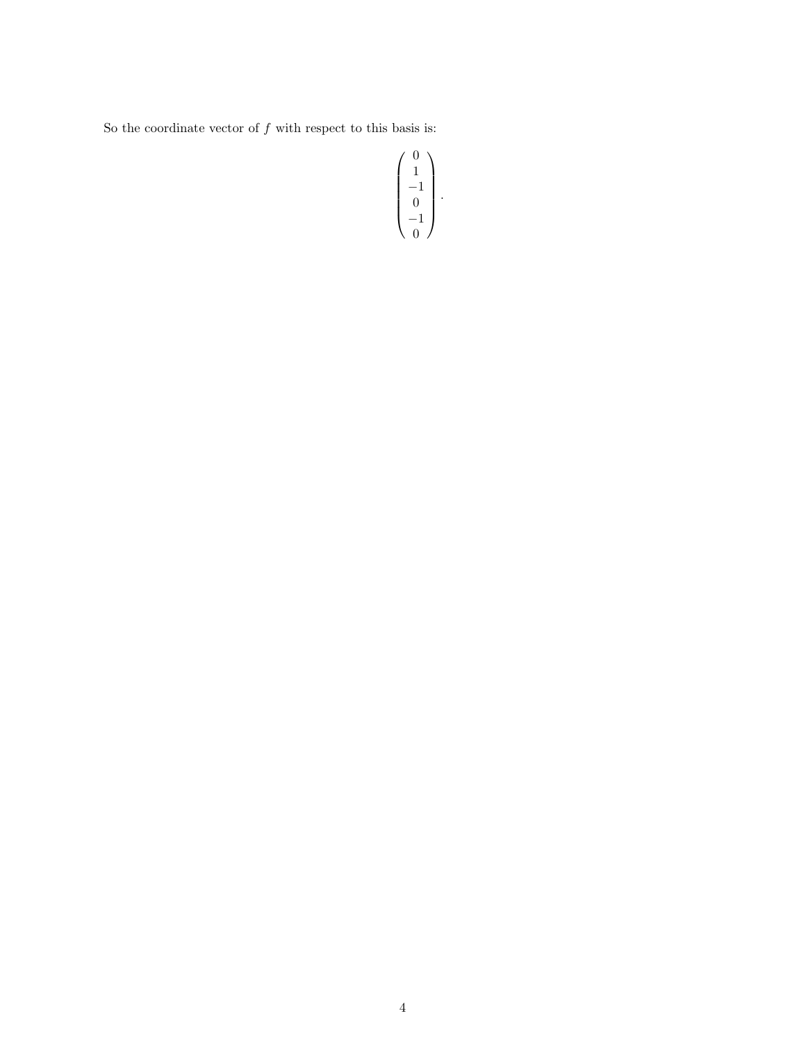So the coordinate vector of $f$ with respect to this basis is:

$$\begin{pmatrix} 0 \\ 1 \\ -1 \\ 0 \\ -1 \\ 0 \end{pmatrix}.$$